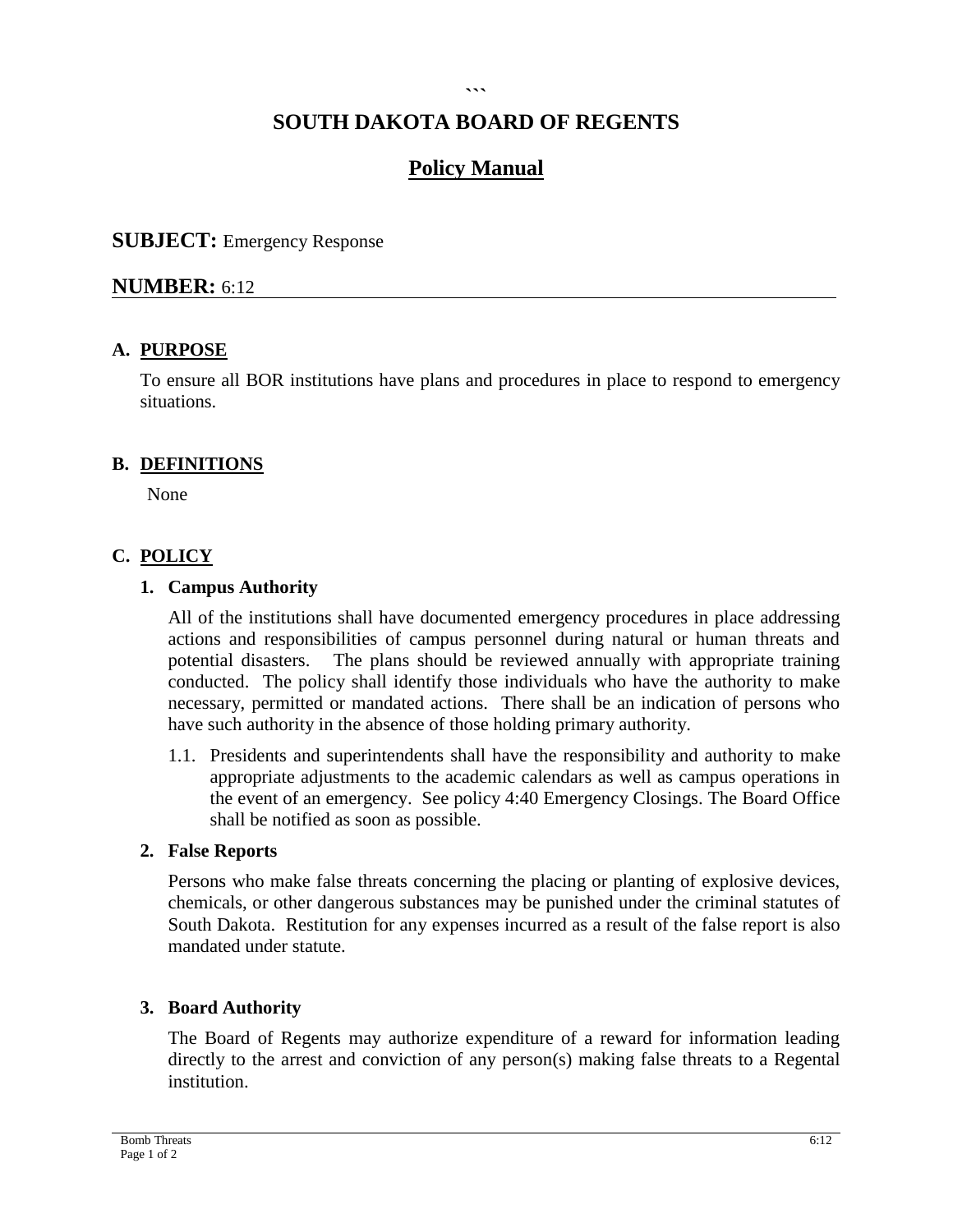# SOUTH DAKOTA BOARD OF REGENTS

## Policy Manual

**SUBJECT:** Emergency Response

**NUMBER:** 6:12

### A. PURPOSE

To ensure all BOR institutions have plans and procedures in place to respond to emergency situations.

### B. DEFINITIONS

None

### C. POLICY

**1. Campus Authority**

All of the institutions shall have documented emergency procedures in place addressing actions and responsibilities of campus personnel during natural or human threats and potential disasters. The plans should be reviewed annually with appropriate training conducted. The policy shall identify those individuals who have the authority to make necessary, permitted or mandated actions. There shall be an indication of persons who have such authority in the absence of those holding primary authority.

1.1. Presidents and superintendents shall have the responsibility and authority to make appropriate adjustments to the academic calendars as well as campus operations in the event of an emergency. See policy 4:40 Emergency Closings. The Board Office shall be notified as soon as possible.

**2. False Reports**

Persons who make false threats concerning the placing or planting of explosive devices, chemicals, or other dangerous substances may be punished under the criminal statutes of South Dakota. Restitution for any expenses incurred as a result of the false report is also mandated under statute.

**3. Board Authority**

The Board of Regents may authorize expenditure of a reward for information leading directly to the arrest and conviction of any person(s) making false threats to a Regental institution.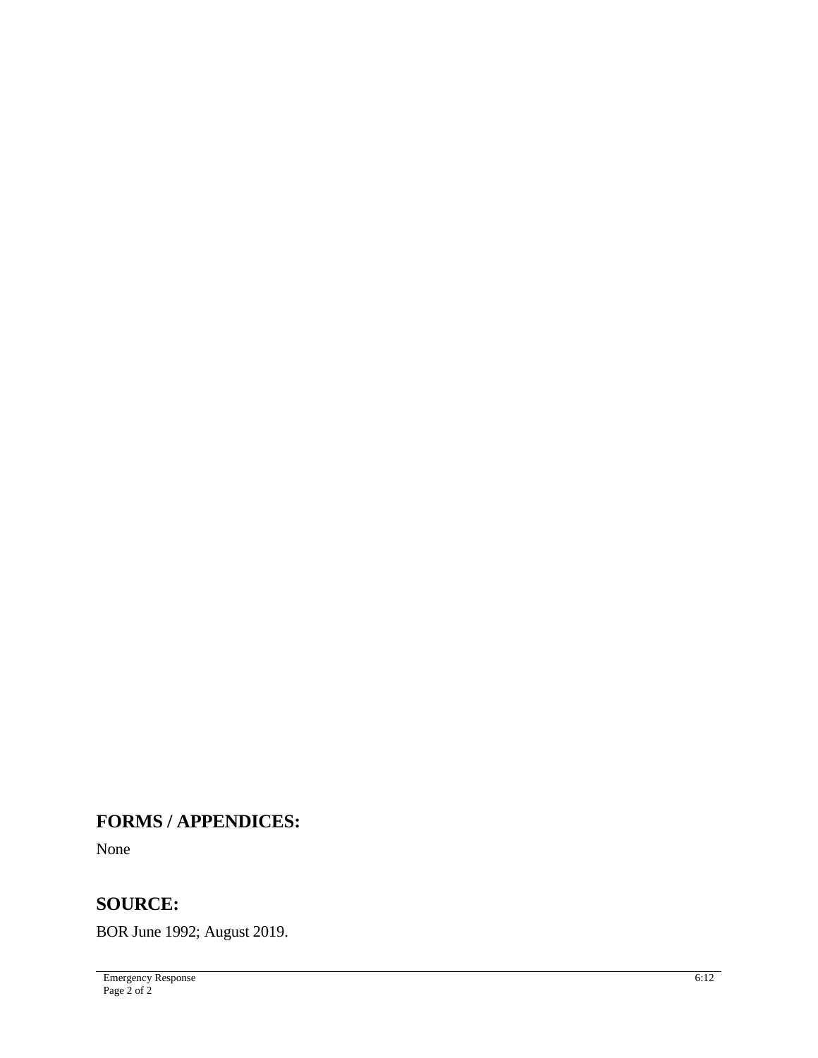## FORMS / APPENDICES:

None

## SOURCE:

BOR June 1992; August 2019.